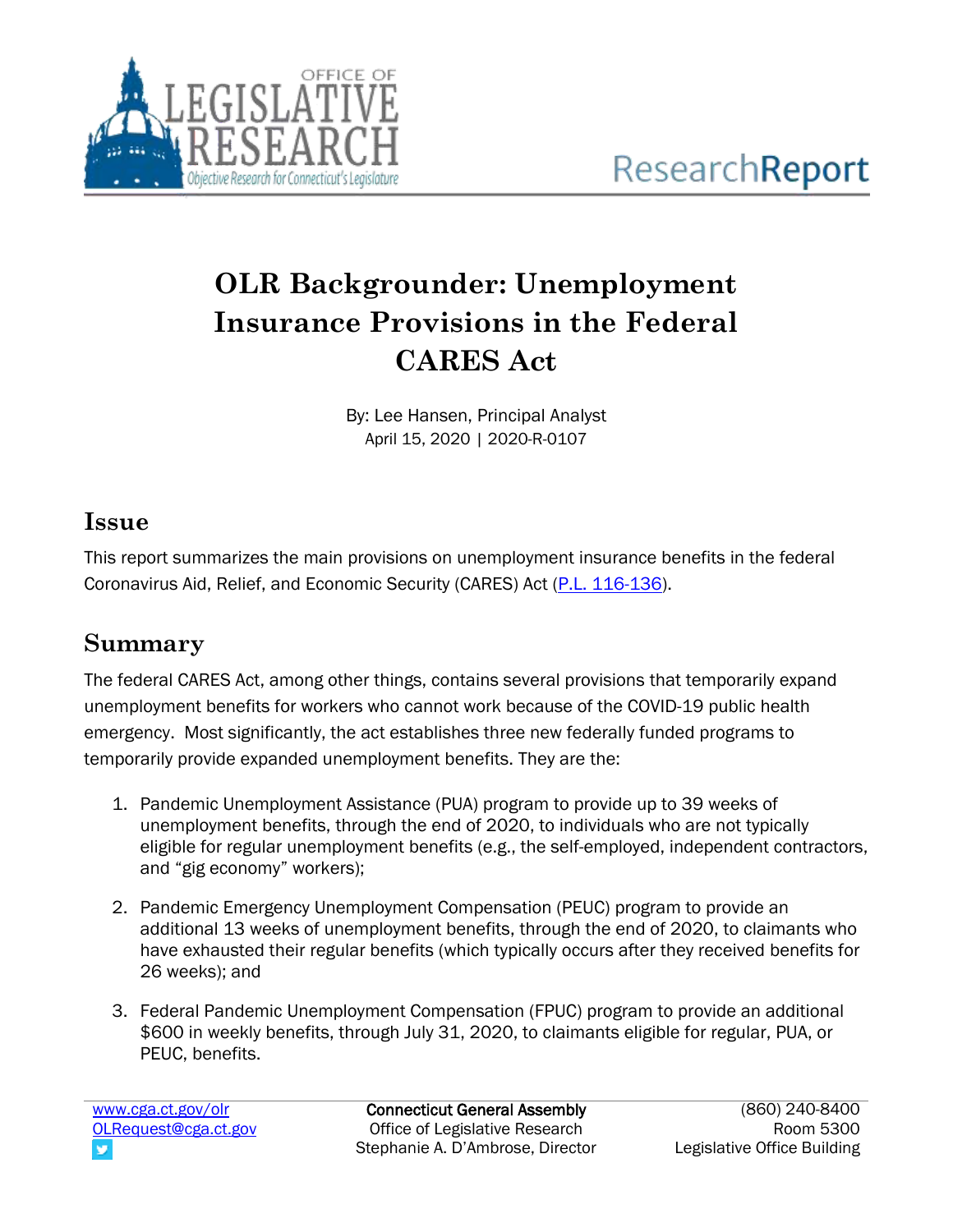OFFICE OF LEGISLATIVE RESEARCH

*Objective Research for Connecticut's Legislature*

ResearchReport

# OLR Backgrounder: Unemployment Insurance Provisions in the Federal CARES Act

By: Lee Hansen, Principal Analyst
April 15, 2020 | 2020-R-0107

## Issue

This report summarizes the main provisions on unemployment insurance benefits in the federal Coronavirus Aid, Relief, and Economic Security (CARES) Act (P.L. 116-136).

## Summary

The federal CARES Act, among other things, contains several provisions that temporarily expand unemployment benefits for workers who cannot work because of the COVID-19 public health emergency. Most significantly, the act establishes three new federally funded programs to temporarily provide expanded unemployment benefits. They are the:

1. Pandemic Unemployment Assistance (PUA) program to provide up to 39 weeks of unemployment benefits, through the end of 2020, to individuals who are not typically eligible for regular unemployment benefits (e.g., the self-employed, independent contractors, and "gig economy" workers);

2. Pandemic Emergency Unemployment Compensation (PEUC) program to provide an additional 13 weeks of unemployment benefits, through the end of 2020, to claimants who have exhausted their regular benefits (which typically occurs after they received benefits for 26 weeks); and

3. Federal Pandemic Unemployment Compensation (FPUC) program to provide an additional $600 in weekly benefits, through July 31, 2020, to claimants eligible for regular, PUA, or PEUC, benefits.

www.cga.ct.gov/olr
OLRequest@cga.ct.gov

Connecticut General Assembly
Office of Legislative Research
Stephanie A. D'Ambrose, Director

(860) 240-8400
Room 5300
Legislative Office Building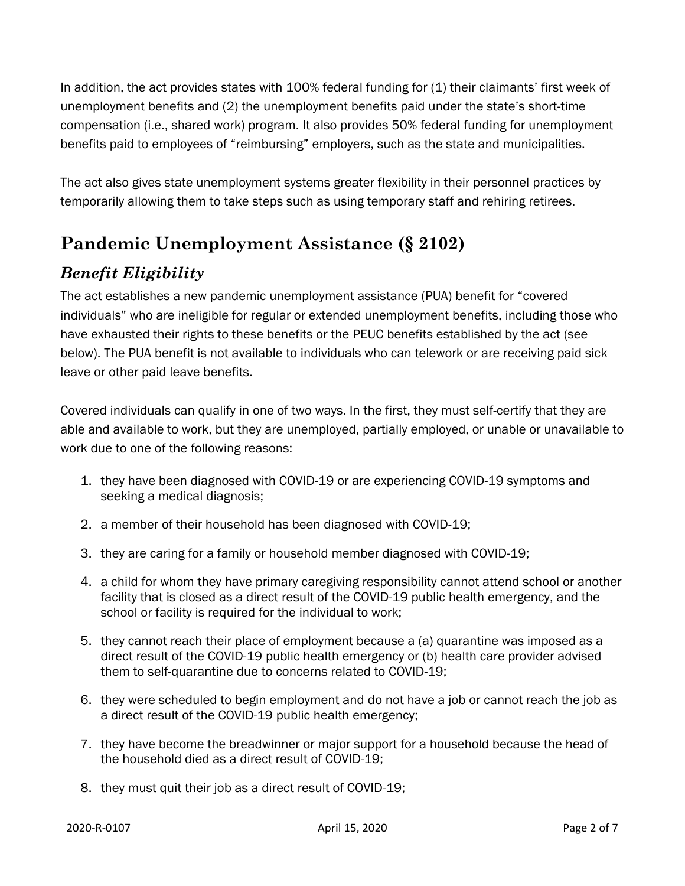In addition, the act provides states with 100% federal funding for (1) their claimants' first week of unemployment benefits and (2) the unemployment benefits paid under the state's short-time compensation (i.e., shared work) program. It also provides 50% federal funding for unemployment benefits paid to employees of "reimbursing" employers, such as the state and municipalities.

The act also gives state unemployment systems greater flexibility in their personnel practices by temporarily allowing them to take steps such as using temporary staff and rehiring retirees.

## Pandemic Unemployment Assistance (§ 2102)

### *Benefit Eligibility*

The act establishes a new pandemic unemployment assistance (PUA) benefit for "covered individuals" who are ineligible for regular or extended unemployment benefits, including those who have exhausted their rights to these benefits or the PEUC benefits established by the act (see below). The PUA benefit is not available to individuals who can telework or are receiving paid sick leave or other paid leave benefits.

Covered individuals can qualify in one of two ways. In the first, they must self-certify that they are able and available to work, but they are unemployed, partially employed, or unable or unavailable to work due to one of the following reasons:

1. they have been diagnosed with COVID-19 or are experiencing COVID-19 symptoms and seeking a medical diagnosis;
2. a member of their household has been diagnosed with COVID-19;
3. they are caring for a family or household member diagnosed with COVID-19;
4. a child for whom they have primary caregiving responsibility cannot attend school or another facility that is closed as a direct result of the COVID-19 public health emergency, and the school or facility is required for the individual to work;
5. they cannot reach their place of employment because a (a) quarantine was imposed as a direct result of the COVID-19 public health emergency or (b) health care provider advised them to self-quarantine due to concerns related to COVID-19;
6. they were scheduled to begin employment and do not have a job or cannot reach the job as a direct result of the COVID-19 public health emergency;
7. they have become the breadwinner or major support for a household because the head of the household died as a direct result of COVID-19;
8. they must quit their job as a direct result of COVID-19;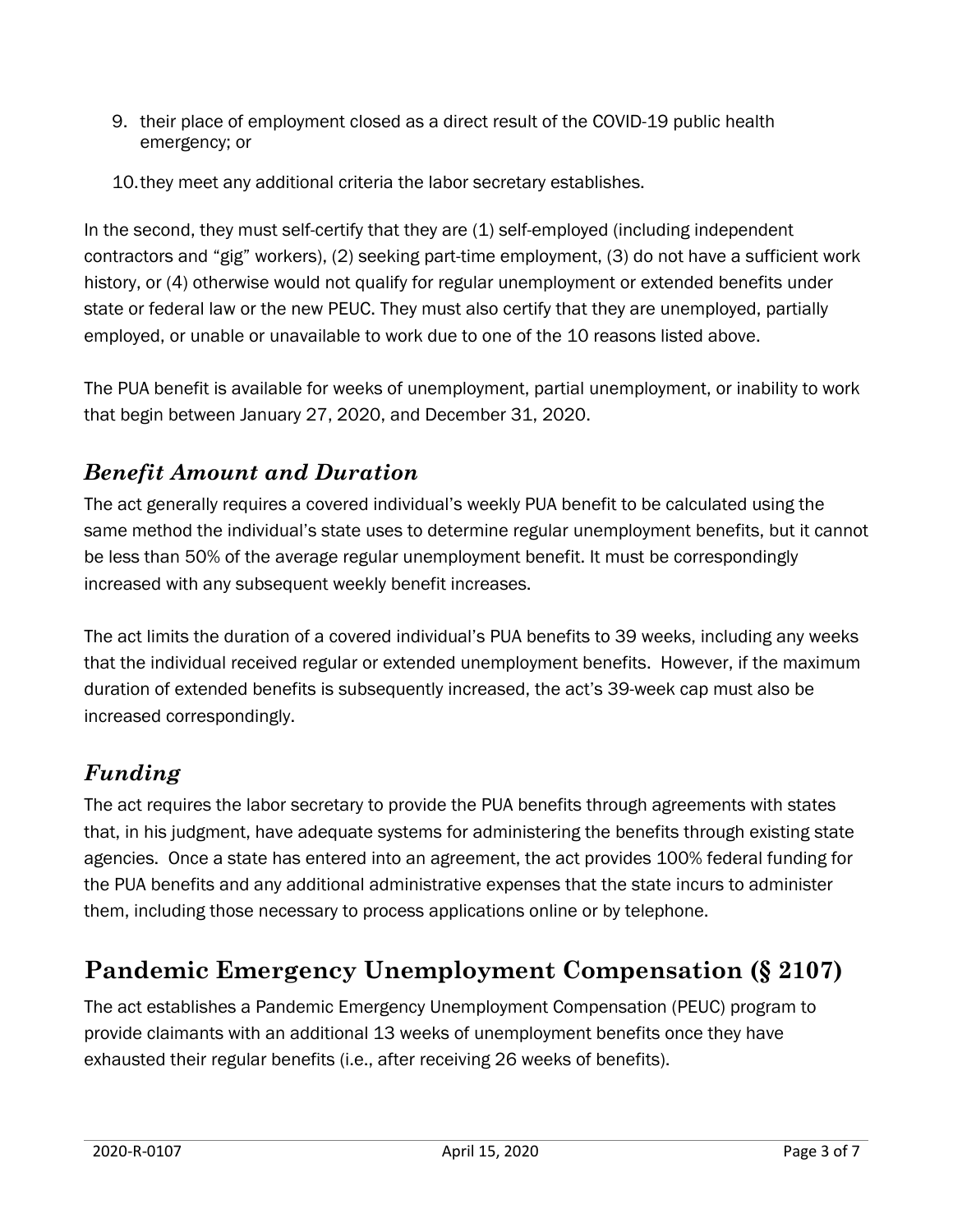9. their place of employment closed as a direct result of the COVID-19 public health emergency; or
10. they meet any additional criteria the labor secretary establishes.

In the second, they must self-certify that they are (1) self-employed (including independent contractors and "gig" workers), (2) seeking part-time employment, (3) do not have a sufficient work history, or (4) otherwise would not qualify for regular unemployment or extended benefits under state or federal law or the new PEUC. They must also certify that they are unemployed, partially employed, or unable or unavailable to work due to one of the 10 reasons listed above.

The PUA benefit is available for weeks of unemployment, partial unemployment, or inability to work that begin between January 27, 2020, and December 31, 2020.

### *Benefit Amount and Duration*

The act generally requires a covered individual's weekly PUA benefit to be calculated using the same method the individual's state uses to determine regular unemployment benefits, but it cannot be less than 50% of the average regular unemployment benefit. It must be correspondingly increased with any subsequent weekly benefit increases.

The act limits the duration of a covered individual's PUA benefits to 39 weeks, including any weeks that the individual received regular or extended unemployment benefits. However, if the maximum duration of extended benefits is subsequently increased, the act's 39-week cap must also be increased correspondingly.

### *Funding*

The act requires the labor secretary to provide the PUA benefits through agreements with states that, in his judgment, have adequate systems for administering the benefits through existing state agencies. Once a state has entered into an agreement, the act provides 100% federal funding for the PUA benefits and any additional administrative expenses that the state incurs to administer them, including those necessary to process applications online or by telephone.

## Pandemic Emergency Unemployment Compensation (§ 2107)

The act establishes a Pandemic Emergency Unemployment Compensation (PEUC) program to provide claimants with an additional 13 weeks of unemployment benefits once they have exhausted their regular benefits (i.e., after receiving 26 weeks of benefits).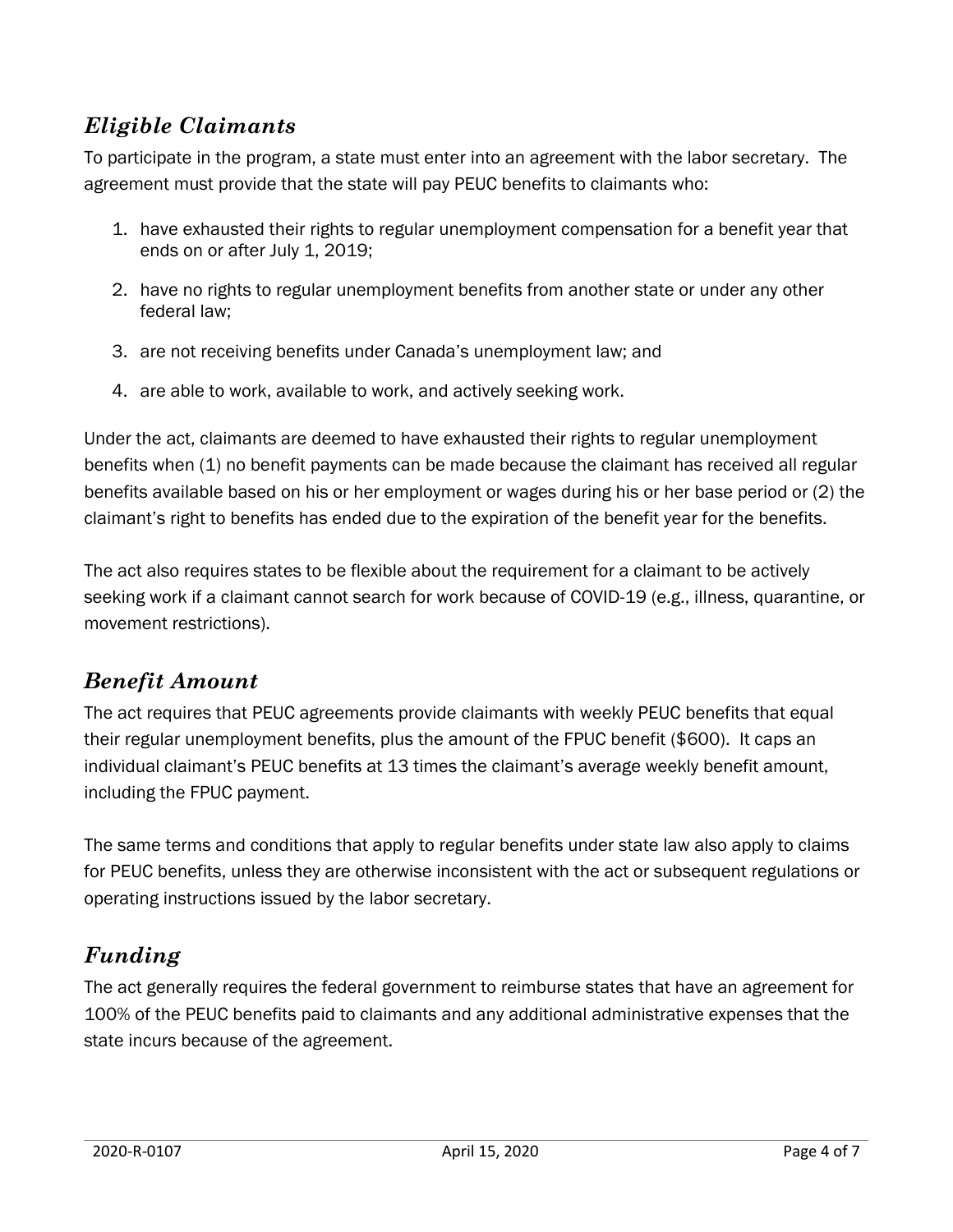## *Eligible Claimants*

To participate in the program, a state must enter into an agreement with the labor secretary. The agreement must provide that the state will pay PEUC benefits to claimants who:

1. have exhausted their rights to regular unemployment compensation for a benefit year that ends on or after July 1, 2019;
2. have no rights to regular unemployment benefits from another state or under any other federal law;
3. are not receiving benefits under Canada's unemployment law; and
4. are able to work, available to work, and actively seeking work.

Under the act, claimants are deemed to have exhausted their rights to regular unemployment benefits when (1) no benefit payments can be made because the claimant has received all regular benefits available based on his or her employment or wages during his or her base period or (2) the claimant's right to benefits has ended due to the expiration of the benefit year for the benefits.

The act also requires states to be flexible about the requirement for a claimant to be actively seeking work if a claimant cannot search for work because of COVID-19 (e.g., illness, quarantine, or movement restrictions).

## *Benefit Amount*

The act requires that PEUC agreements provide claimants with weekly PEUC benefits that equal their regular unemployment benefits, plus the amount of the FPUC benefit ($600). It caps an individual claimant's PEUC benefits at 13 times the claimant's average weekly benefit amount, including the FPUC payment.

The same terms and conditions that apply to regular benefits under state law also apply to claims for PEUC benefits, unless they are otherwise inconsistent with the act or subsequent regulations or operating instructions issued by the labor secretary.

## *Funding*

The act generally requires the federal government to reimburse states that have an agreement for 100% of the PEUC benefits paid to claimants and any additional administrative expenses that the state incurs because of the agreement.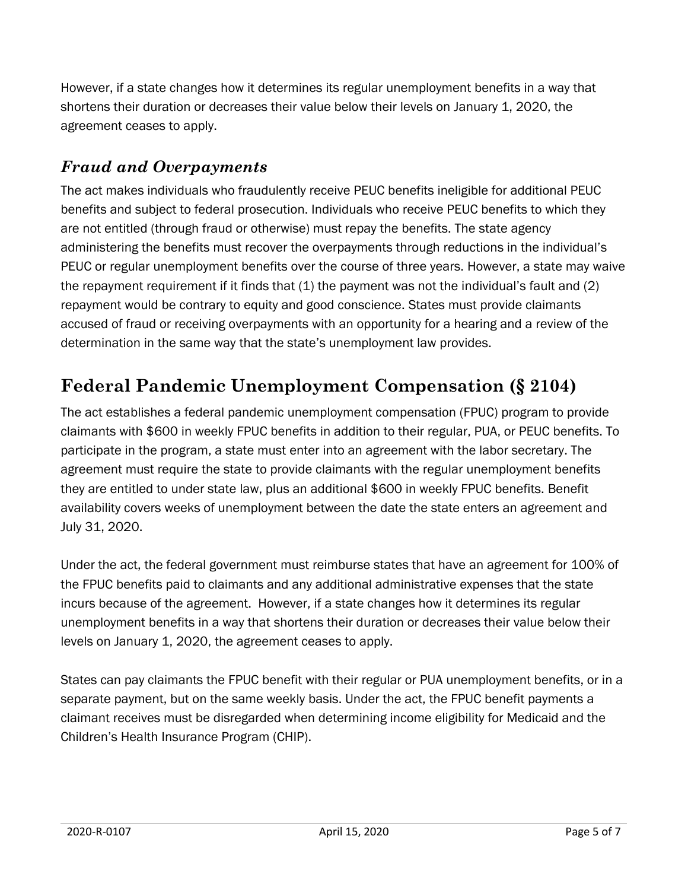However, if a state changes how it determines its regular unemployment benefits in a way that shortens their duration or decreases their value below their levels on January 1, 2020, the agreement ceases to apply.

### *Fraud and Overpayments*

The act makes individuals who fraudulently receive PEUC benefits ineligible for additional PEUC benefits and subject to federal prosecution. Individuals who receive PEUC benefits to which they are not entitled (through fraud or otherwise) must repay the benefits. The state agency administering the benefits must recover the overpayments through reductions in the individual's PEUC or regular unemployment benefits over the course of three years. However, a state may waive the repayment requirement if it finds that (1) the payment was not the individual's fault and (2) repayment would be contrary to equity and good conscience. States must provide claimants accused of fraud or receiving overpayments with an opportunity for a hearing and a review of the determination in the same way that the state's unemployment law provides.

## Federal Pandemic Unemployment Compensation (§ 2104)

The act establishes a federal pandemic unemployment compensation (FPUC) program to provide claimants with $600 in weekly FPUC benefits in addition to their regular, PUA, or PEUC benefits. To participate in the program, a state must enter into an agreement with the labor secretary. The agreement must require the state to provide claimants with the regular unemployment benefits they are entitled to under state law, plus an additional $600 in weekly FPUC benefits. Benefit availability covers weeks of unemployment between the date the state enters an agreement and July 31, 2020.

Under the act, the federal government must reimburse states that have an agreement for 100% of the FPUC benefits paid to claimants and any additional administrative expenses that the state incurs because of the agreement. However, if a state changes how it determines its regular unemployment benefits in a way that shortens their duration or decreases their value below their levels on January 1, 2020, the agreement ceases to apply.

States can pay claimants the FPUC benefit with their regular or PUA unemployment benefits, or in a separate payment, but on the same weekly basis. Under the act, the FPUC benefit payments a claimant receives must be disregarded when determining income eligibility for Medicaid and the Children's Health Insurance Program (CHIP).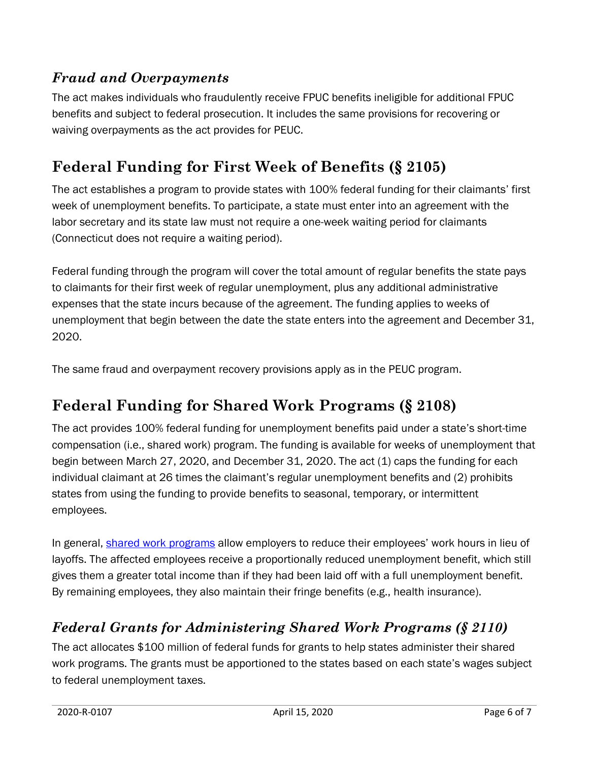### *Fraud and Overpayments*

The act makes individuals who fraudulently receive FPUC benefits ineligible for additional FPUC benefits and subject to federal prosecution. It includes the same provisions for recovering or waiving overpayments as the act provides for PEUC.

## Federal Funding for First Week of Benefits (§ 2105)

The act establishes a program to provide states with 100% federal funding for their claimants' first week of unemployment benefits. To participate, a state must enter into an agreement with the labor secretary and its state law must not require a one-week waiting period for claimants (Connecticut does not require a waiting period).

Federal funding through the program will cover the total amount of regular benefits the state pays to claimants for their first week of regular unemployment, plus any additional administrative expenses that the state incurs because of the agreement. The funding applies to weeks of unemployment that begin between the date the state enters into the agreement and December 31, 2020.

The same fraud and overpayment recovery provisions apply as in the PEUC program.

## Federal Funding for Shared Work Programs (§ 2108)

The act provides 100% federal funding for unemployment benefits paid under a state's short-time compensation (i.e., shared work) program. The funding is available for weeks of unemployment that begin between March 27, 2020, and December 31, 2020. The act (1) caps the funding for each individual claimant at 26 times the claimant's regular unemployment benefits and (2) prohibits states from using the funding to provide benefits to seasonal, temporary, or intermittent employees.

In general, [shared work programs]() allow employers to reduce their employees' work hours in lieu of layoffs. The affected employees receive a proportionally reduced unemployment benefit, which still gives them a greater total income than if they had been laid off with a full unemployment benefit. By remaining employees, they also maintain their fringe benefits (e.g., health insurance).

### *Federal Grants for Administering Shared Work Programs (§ 2110)*

The act allocates $100 million of federal funds for grants to help states administer their shared work programs. The grants must be apportioned to the states based on each state's wages subject to federal unemployment taxes.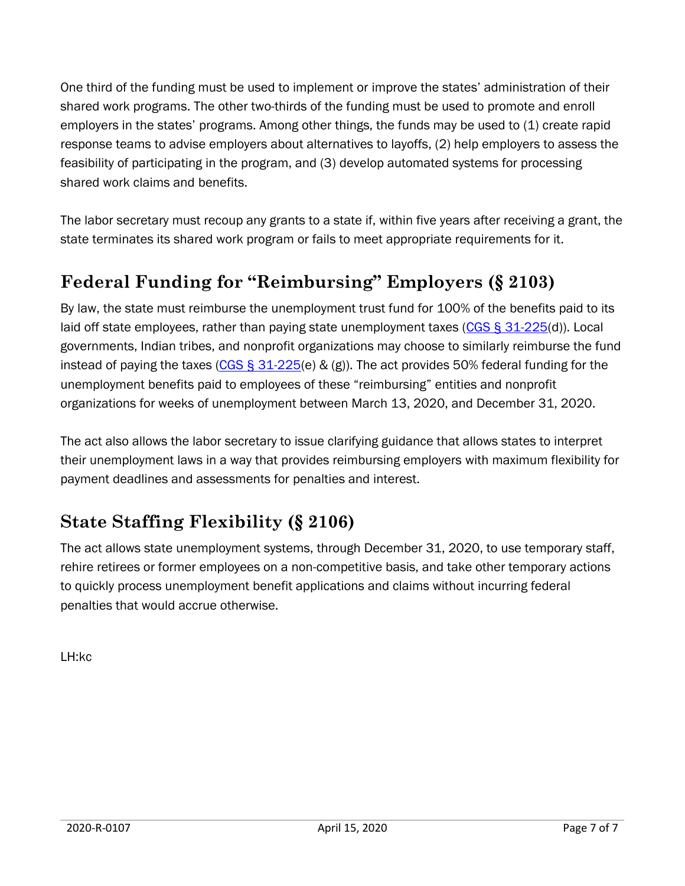One third of the funding must be used to implement or improve the states' administration of their shared work programs. The other two-thirds of the funding must be used to promote and enroll employers in the states' programs. Among other things, the funds may be used to (1) create rapid response teams to advise employers about alternatives to layoffs, (2) help employers to assess the feasibility of participating in the program, and (3) develop automated systems for processing shared work claims and benefits.

The labor secretary must recoup any grants to a state if, within five years after receiving a grant, the state terminates its shared work program or fails to meet appropriate requirements for it.

## Federal Funding for "Reimbursing" Employers (§ 2103)

By law, the state must reimburse the unemployment trust fund for 100% of the benefits paid to its laid off state employees, rather than paying state unemployment taxes (CGS § 31-225(d)). Local governments, Indian tribes, and nonprofit organizations may choose to similarly reimburse the fund instead of paying the taxes (CGS § 31-225(e) & (g)). The act provides 50% federal funding for the unemployment benefits paid to employees of these "reimbursing" entities and nonprofit organizations for weeks of unemployment between March 13, 2020, and December 31, 2020.

The act also allows the labor secretary to issue clarifying guidance that allows states to interpret their unemployment laws in a way that provides reimbursing employers with maximum flexibility for payment deadlines and assessments for penalties and interest.

## State Staffing Flexibility (§ 2106)

The act allows state unemployment systems, through December 31, 2020, to use temporary staff, rehire retirees or former employees on a non-competitive basis, and take other temporary actions to quickly process unemployment benefit applications and claims without incurring federal penalties that would accrue otherwise.

LH:kc